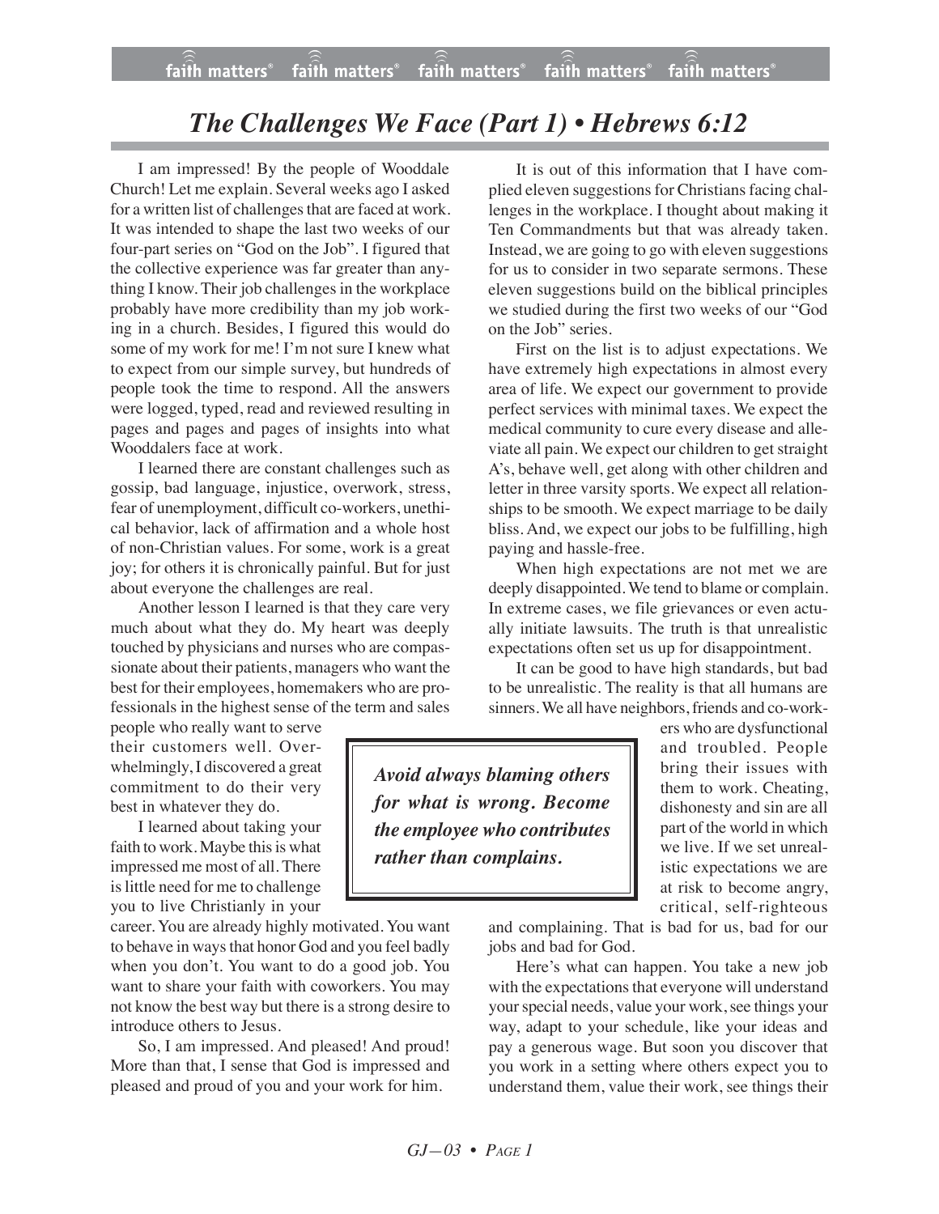# *The Challenges We Face (Part 1) • Hebrews 6:12*

I am impressed! By the people of Wooddale Church! Let me explain. Several weeks ago I asked for a written list of challenges that are faced at work. It was intended to shape the last two weeks of our four-part series on "God on the Job". I figured that the collective experience was far greater than anything I know. Their job challenges in the workplace probably have more credibility than my job working in a church. Besides, I figured this would do some of my work for me! I'm not sure I knew what to expect from our simple survey, but hundreds of people took the time to respond. All the answers were logged, typed, read and reviewed resulting in pages and pages and pages of insights into what Wooddalers face at work.

I learned there are constant challenges such as gossip, bad language, injustice, overwork, stress, fear of unemployment, difficult co-workers, unethical behavior, lack of affirmation and a whole host of non-Christian values. For some, work is a great joy; for others it is chronically painful. But for just about everyone the challenges are real.

Another lesson I learned is that they care very much about what they do. My heart was deeply touched by physicians and nurses who are compassionate about their patients, managers who want the best for their employees, homemakers who are professionals in the highest sense of the term and sales people who really want to serve their customers well. Overwhelmingly, I discovered a great commitment to do their very best in whatever they do.

I learned about taking your faith to work. Maybe this is what impressed me most of all. There is little need for me to challenge you to live Christianly in your career. You are already highly motivated. You want to behave in ways that honor God and you feel badly when you don't. You want to do a good job. You want to share your faith with coworkers. You may not know the best way but there is a strong desire to introduce others to Jesus.

So, I am impressed. And pleased! And proud! More than that, I sense that God is impressed and pleased and proud of you and your work for him.

It is out of this information that I have complied eleven suggestions for Christians facing challenges in the workplace. I thought about making it Ten Commandments but that was already taken. Instead, we are going to go with eleven suggestions for us to consider in two separate sermons. These eleven suggestions build on the biblical principles we studied during the first two weeks of our "God on the Job" series.

First on the list is to adjust expectations. We have extremely high expectations in almost every area of life. We expect our government to provide perfect services with minimal taxes. We expect the medical community to cure every disease and alleviate all pain. We expect our children to get straight A's, behave well, get along with other children and letter in three varsity sports. We expect all relationships to be smooth. We expect marriage to be daily bliss. And, we expect our jobs to be fulfilling, high paying and hassle-free.

When high expectations are not met we are deeply disappointed. We tend to blame or complain. In extreme cases, we file grievances or even actually initiate lawsuits. The truth is that unrealistic expectations often set us up for disappointment.

It can be good to have high standards, but bad to be unrealistic. The reality is that all humans are sinners. We all have neighbors, friends and co-workers who are dysfunctional and troubled. People bring their issues with them to work. Cheating, dishonesty and sin are all part of the world in which we live. If we set unrealistic expectations we are at risk to become angry, critical, self-righteous and complaining. That is bad for us, bad for our jobs and bad for God.

> ***Avoid always blaming others for what is wrong. Become the employee who contributes rather than complains.***

Here's what can happen. You take a new job with the expectations that everyone will understand your special needs, value your work, see things your way, adapt to your schedule, like your ideas and pay a generous wage. But soon you discover that you work in a setting where others expect you to understand them, value their work, see things their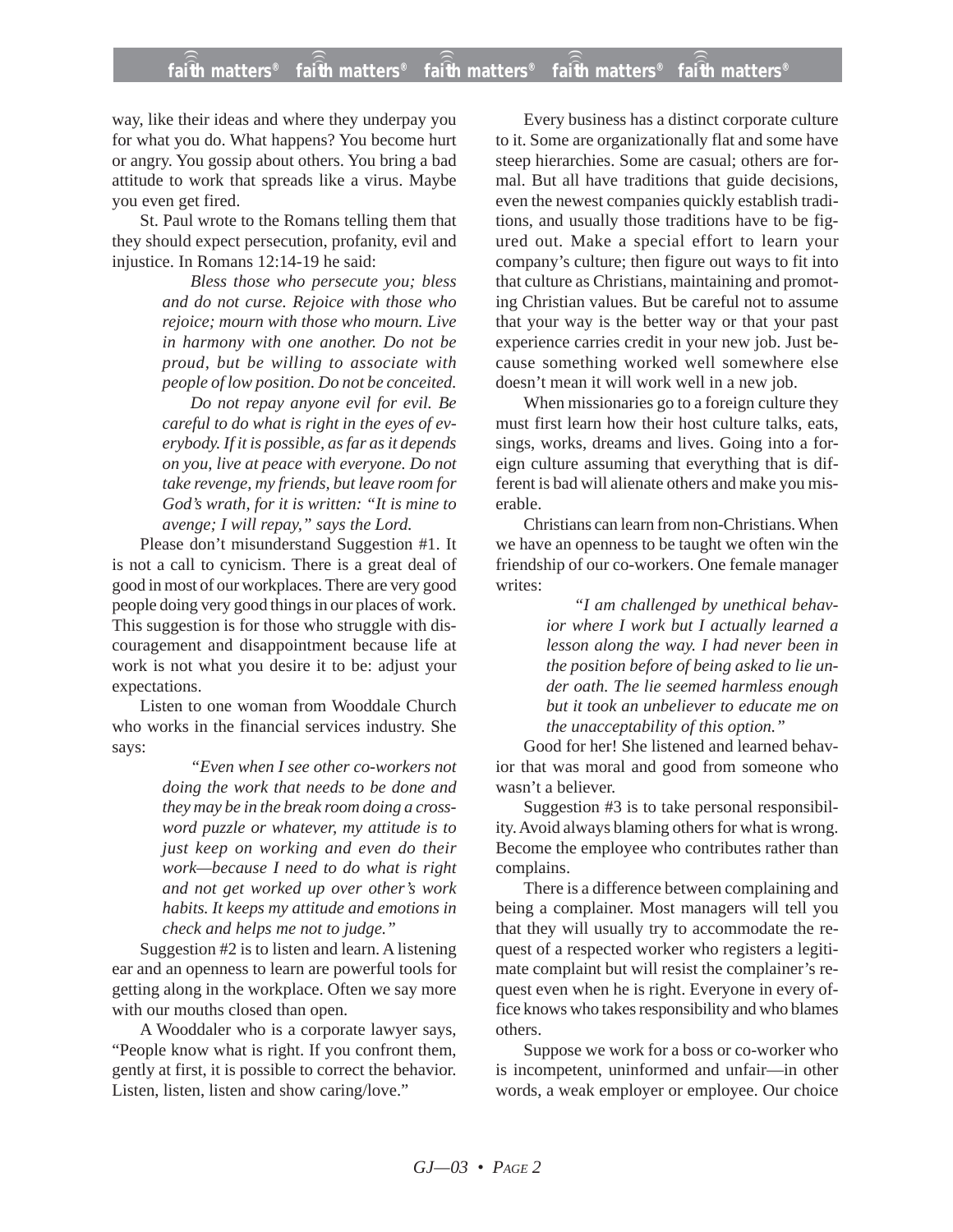way, like their ideas and where they underpay you for what you do. What happens? You become hurt or angry. You gossip about others. You bring a bad attitude to work that spreads like a virus. Maybe you even get fired.

St. Paul wrote to the Romans telling them that they should expect persecution, profanity, evil and injustice. In Romans 12:14-19 he said:

> *Bless those who persecute you; bless and do not curse. Rejoice with those who rejoice; mourn with those who mourn. Live in harmony with one another. Do not be proud, but be willing to associate with people of low position. Do not be conceited.*
>
> *Do not repay anyone evil for evil. Be careful to do what is right in the eyes of everybody. If it is possible, as far as it depends on you, live at peace with everyone. Do not take revenge, my friends, but leave room for God's wrath, for it is written: "It is mine to avenge; I will repay," says the Lord.*

Please don't misunderstand Suggestion #1. It is not a call to cynicism. There is a great deal of good in most of our workplaces. There are very good people doing very good things in our places of work. This suggestion is for those who struggle with discouragement and disappointment because life at work is not what you desire it to be: adjust your expectations.

Listen to one woman from Wooddale Church who works in the financial services industry. She says:

> *"Even when I see other co-workers not doing the work that needs to be done and they may be in the break room doing a crossword puzzle or whatever, my attitude is to just keep on working and even do their work—because I need to do what is right and not get worked up over other's work habits. It keeps my attitude and emotions in check and helps me not to judge."*

Suggestion #2 is to listen and learn. A listening ear and an openness to learn are powerful tools for getting along in the workplace. Often we say more with our mouths closed than open.

A Wooddaler who is a corporate lawyer says, "People know what is right. If you confront them, gently at first, it is possible to correct the behavior. Listen, listen, listen and show caring/love."

Every business has a distinct corporate culture to it. Some are organizationally flat and some have steep hierarchies. Some are casual; others are formal. But all have traditions that guide decisions, even the newest companies quickly establish traditions, and usually those traditions have to be figured out. Make a special effort to learn your company's culture; then figure out ways to fit into that culture as Christians, maintaining and promoting Christian values. But be careful not to assume that your way is the better way or that your past experience carries credit in your new job. Just because something worked well somewhere else doesn't mean it will work well in a new job.

When missionaries go to a foreign culture they must first learn how their host culture talks, eats, sings, works, dreams and lives. Going into a foreign culture assuming that everything that is different is bad will alienate others and make you miserable.

Christians can learn from non-Christians. When we have an openness to be taught we often win the friendship of our co-workers. One female manager writes:

> *"I am challenged by unethical behavior where I work but I actually learned a lesson along the way. I had never been in the position before of being asked to lie under oath. The lie seemed harmless enough but it took an unbeliever to educate me on the unacceptability of this option."*

Good for her! She listened and learned behavior that was moral and good from someone who wasn't a believer.

Suggestion #3 is to take personal responsibility. Avoid always blaming others for what is wrong. Become the employee who contributes rather than complains.

There is a difference between complaining and being a complainer. Most managers will tell you that they will usually try to accommodate the request of a respected worker who registers a legitimate complaint but will resist the complainer's request even when he is right. Everyone in every office knows who takes responsibility and who blames others.

Suppose we work for a boss or co-worker who is incompetent, uninformed and unfair—in other words, a weak employer or employee. Our choice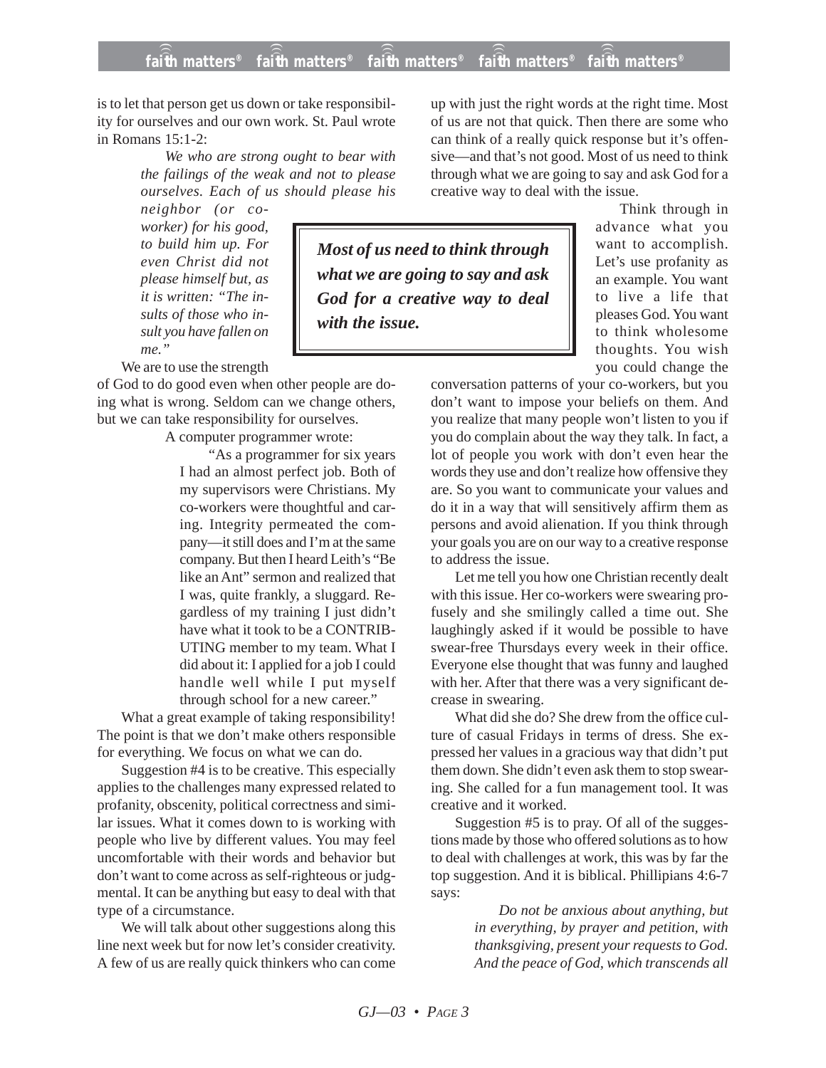is to let that person get us down or take responsibility for ourselves and our own work. St. Paul wrote in Romans 15:1-2:

> *We who are strong ought to bear with the failings of the weak and not to please ourselves. Each of us should please his neighbor (or co-worker) for his good, to build him up. For even Christ did not please himself but, as it is written: "The insults of those who insult you have fallen on me."*

We are to use the strength of God to do good even when other people are doing what is wrong. Seldom can we change others, but we can take responsibility for ourselves.

A computer programmer wrote:

> "As a programmer for six years I had an almost perfect job. Both of my supervisors were Christians. My co-workers were thoughtful and caring. Integrity permeated the company—it still does and I'm at the same company. But then I heard Leith's "Be like an Ant" sermon and realized that I was, quite frankly, a sluggard. Regardless of my training I just didn't have what it took to be a CONTRIBUTING member to my team. What I did about it: I applied for a job I could handle well while I put myself through school for a new career."

What a great example of taking responsibility! The point is that we don't make others responsible for everything. We focus on what we can do.

Suggestion #4 is to be creative. This especially applies to the challenges many expressed related to profanity, obscenity, political correctness and similar issues. What it comes down to is working with people who live by different values. You may feel uncomfortable with their words and behavior but don't want to come across as self-righteous or judgmental. It can be anything but easy to deal with that type of a circumstance.

We will talk about other suggestions along this line next week but for now let's consider creativity. A few of us are really quick thinkers who can come up with just the right words at the right time. Most of us are not that quick. Then there are some who can think of a really quick response but it's offensive—and that's not good. Most of us need to think through what we are going to say and ask God for a creative way to deal with the issue.

> ***Most of us need to think through what we are going to say and ask God for a creative way to deal with the issue.***

Think through in advance what you want to accomplish. Let's use profanity as an example. You want to live a life that pleases God. You want to think wholesome thoughts. You wish you could change the conversation patterns of your co-workers, but you don't want to impose your beliefs on them. And you realize that many people won't listen to you if you do complain about the way they talk. In fact, a lot of people you work with don't even hear the words they use and don't realize how offensive they are. So you want to communicate your values and do it in a way that will sensitively affirm them as persons and avoid alienation. If you think through your goals you are on our way to a creative response to address the issue.

Let me tell you how one Christian recently dealt with this issue. Her co-workers were swearing profusely and she smilingly called a time out. She laughingly asked if it would be possible to have swear-free Thursdays every week in their office. Everyone else thought that was funny and laughed with her. After that there was a very significant decrease in swearing.

What did she do? She drew from the office culture of casual Fridays in terms of dress. She expressed her values in a gracious way that didn't put them down. She didn't even ask them to stop swearing. She called for a fun management tool. It was creative and it worked.

Suggestion #5 is to pray. Of all of the suggestions made by those who offered solutions as to how to deal with challenges at work, this was by far the top suggestion. And it is biblical. Phillipians 4:6-7 says:

> *Do not be anxious about anything, but in everything, by prayer and petition, with thanksgiving, present your requests to God. And the peace of God, which transcends all*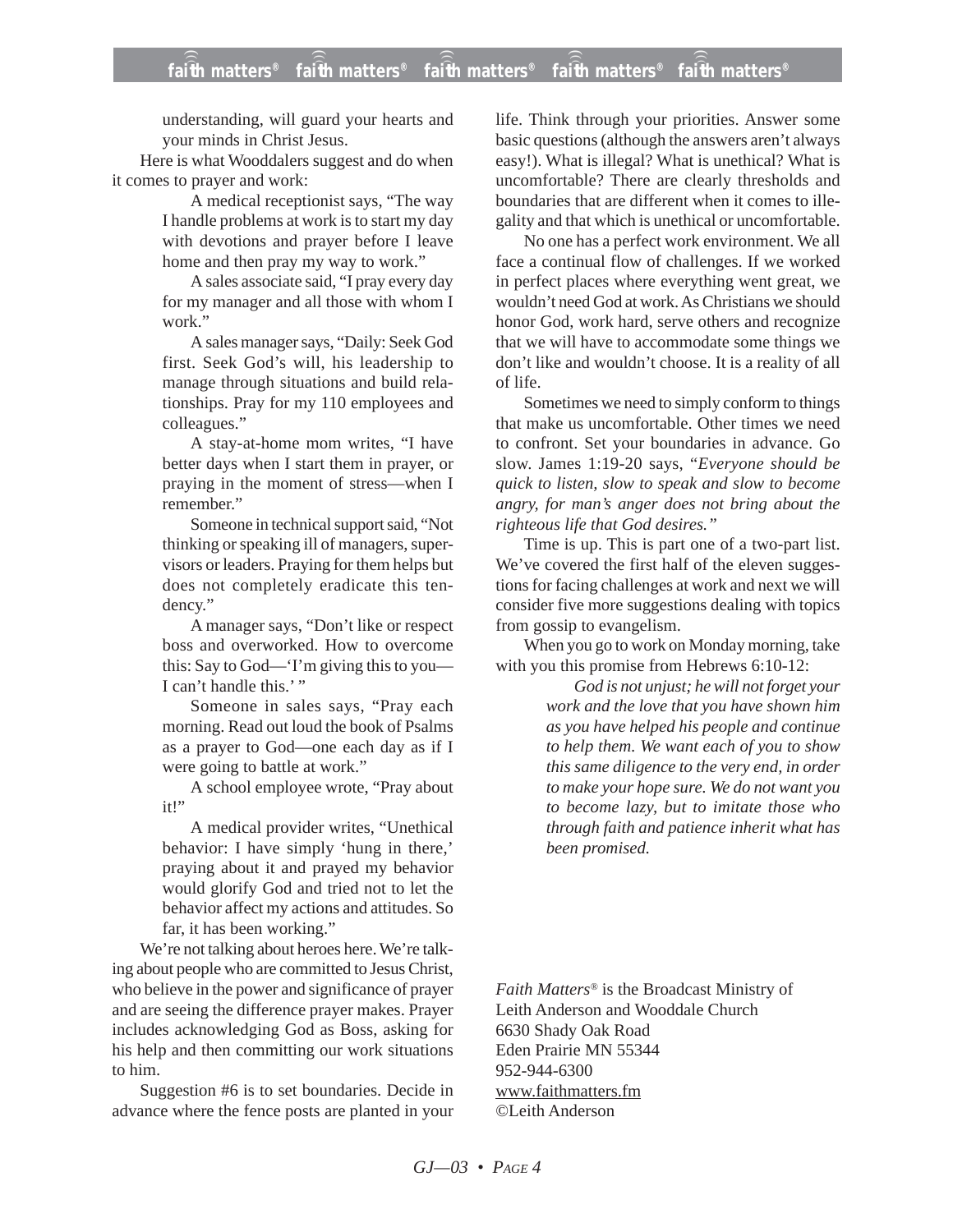understanding, will guard your hearts and your minds in Christ Jesus.

Here is what Wooddalers suggest and do when it comes to prayer and work:

> A medical receptionist says, "The way I handle problems at work is to start my day with devotions and prayer before I leave home and then pray my way to work."
>
> A sales associate said, "I pray every day for my manager and all those with whom I work."
>
> A sales manager says, "Daily: Seek God first. Seek God's will, his leadership to manage through situations and build relationships. Pray for my 110 employees and colleagues."
>
> A stay-at-home mom writes, "I have better days when I start them in prayer, or praying in the moment of stress—when I remember."
>
> Someone in technical support said, "Not thinking or speaking ill of managers, supervisors or leaders. Praying for them helps but does not completely eradicate this tendency."
>
> A manager says, "Don't like or respect boss and overworked. How to overcome this: Say to God—'I'm giving this to you—I can't handle this.' "
>
> Someone in sales says, "Pray each morning. Read out loud the book of Psalms as a prayer to God—one each day as if I were going to battle at work."
>
> A school employee wrote, "Pray about it!"
>
> A medical provider writes, "Unethical behavior: I have simply 'hung in there,' praying about it and prayed my behavior would glorify God and tried not to let the behavior affect my actions and attitudes. So far, it has been working."

We're not talking about heroes here. We're talking about people who are committed to Jesus Christ, who believe in the power and significance of prayer and are seeing the difference prayer makes. Prayer includes acknowledging God as Boss, asking for his help and then committing our work situations to him.

Suggestion #6 is to set boundaries. Decide in advance where the fence posts are planted in your life. Think through your priorities. Answer some basic questions (although the answers aren't always easy!). What is illegal? What is unethical? What is uncomfortable? There are clearly thresholds and boundaries that are different when it comes to illegality and that which is unethical or uncomfortable.

No one has a perfect work environment. We all face a continual flow of challenges. If we worked in perfect places where everything went great, we wouldn't need God at work. As Christians we should honor God, work hard, serve others and recognize that we will have to accommodate some things we don't like and wouldn't choose. It is a reality of all of life.

Sometimes we need to simply conform to things that make us uncomfortable. Other times we need to confront. Set your boundaries in advance. Go slow. James 1:19-20 says, "*Everyone should be quick to listen, slow to speak and slow to become angry, for man's anger does not bring about the righteous life that God desires.*"

Time is up. This is part one of a two-part list. We've covered the first half of the eleven suggestions for facing challenges at work and next we will consider five more suggestions dealing with topics from gossip to evangelism.

When you go to work on Monday morning, take with you this promise from Hebrews 6:10-12:

> *God is not unjust; he will not forget your work and the love that you have shown him as you have helped his people and continue to help them. We want each of you to show this same diligence to the very end, in order to make your hope sure. We do not want you to become lazy, but to imitate those who through faith and patience inherit what has been promised.*

*Faith Matters*® is the Broadcast Ministry of
Leith Anderson and Wooddale Church
6630 Shady Oak Road
Eden Prairie MN 55344
952-944-6300
www.faithmatters.fm
©Leith Anderson